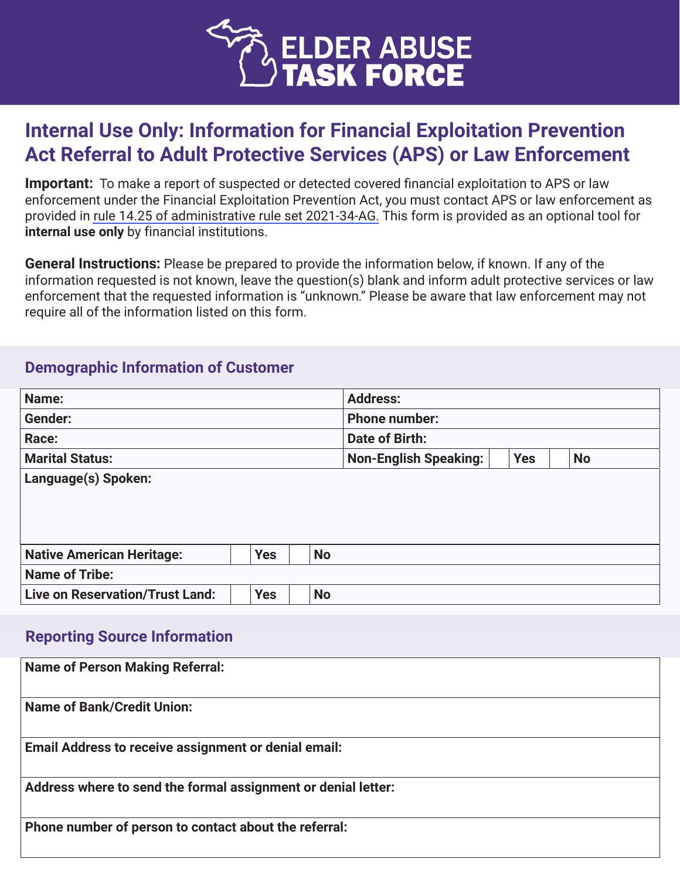# ELDER ABUSE TASK FORCE

## Internal Use Only: Information for Financial Exploitation Prevention Act Referral to Adult Protective Services (APS) or Law Enforcement

**Important:** To make a report of suspected or detected covered financial exploitation to APS or law enforcement under the Financial Exploitation Prevention Act, you must contact APS or law enforcement as provided in rule 14.25 of administrative rule set 2021-34-AG. This form is provided as an optional tool for **internal use only** by financial institutions.

**General Instructions:** Please be prepared to provide the information below, if known. If any of the information requested is not known, leave the question(s) blank and inform adult protective services or law enforcement that the requested information is "unknown." Please be aware that law enforcement may not require all of the information listed on this form.

### Demographic Information of Customer

| | |
|---|---|
| **Name:** | **Address:** |
| **Gender:** | **Phone number:** |
| **Race:** | **Date of Birth:** |
| **Marital Status:** | **Non-English Speaking:** ☐ **Yes** ☐ **No** |
| **Language(s) Spoken:** | |
| **Native American Heritage:** ☐ **Yes** ☐ **No** | |
| **Name of Tribe:** | |
| **Live on Reservation/Trust Land:** ☐ **Yes** ☐ **No** | |

### Reporting Source Information

| |
|---|
| **Name of Person Making Referral:** |
| **Name of Bank/Credit Union:** |
| **Email Address to receive assignment or denial email:** |
| **Address where to send the formal assignment or denial letter:** |
| **Phone number of person to contact about the referral:** |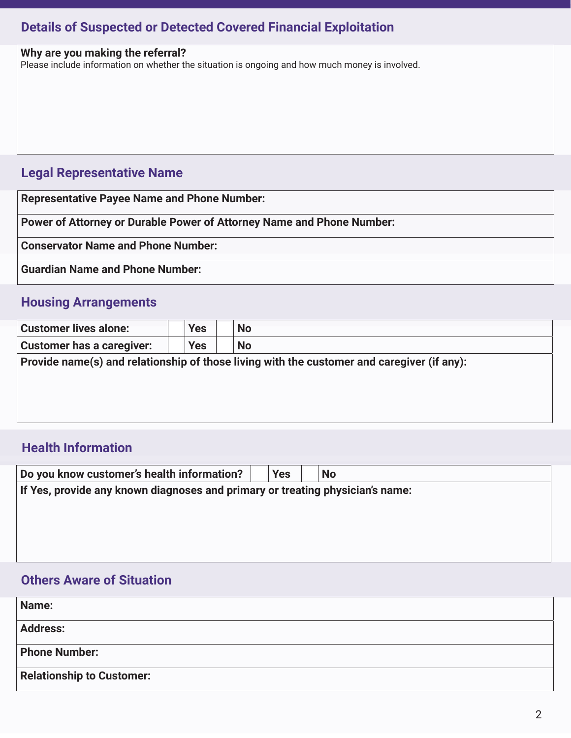## Details of Suspected or Detected Covered Financial Exploitation

**Why are you making the referral?**
Please include information on whether the situation is ongoing and how much money is involved.

## Legal Representative Name

**Representative Payee Name and Phone Number:**

**Power of Attorney or Durable Power of Attorney Name and Phone Number:**

**Conservator Name and Phone Number:**

**Guardian Name and Phone Number:**

## Housing Arrangements

| **Customer lives alone:** | | **Yes** | | **No** |
|---|---|---|---|---|
| **Customer has a caregiver:** | | **Yes** | | **No** |

**Provide name(s) and relationship of those living with the customer and caregiver (if any):**

## Health Information

| **Do you know customer's health information?** | | **Yes** | | **No** |
|---|---|---|---|---|

**If Yes, provide any known diagnoses and primary or treating physician's name:**

## Others Aware of Situation

**Name:**

**Address:**

**Phone Number:**

**Relationship to Customer:**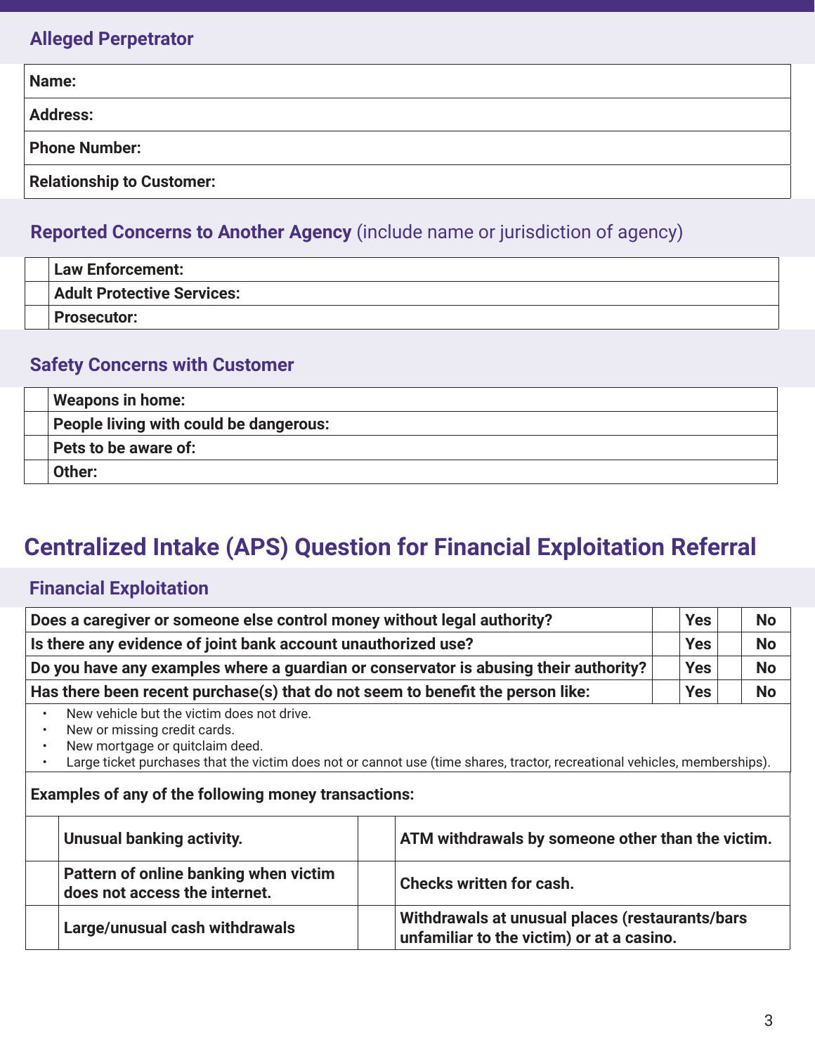### Alleged Perpetrator

| **Name:** |
|---|
| **Address:** |
| **Phone Number:** |
| **Relationship to Customer:** |

### Reported Concerns to Another Agency (include name or jurisdiction of agency)

| | |
|---|---|
| | **Law Enforcement:** |
| | **Adult Protective Services:** |
| | **Prosecutor:** |

### Safety Concerns with Customer

| | |
|---|---|
| | **Weapons in home:** |
| | **People living with could be dangerous:** |
| | **Pets to be aware of:** |
| | **Other:** |

## Centralized Intake (APS) Question for Financial Exploitation Referral

### Financial Exploitation

| | | | | |
|---|---|---|---|---|
| **Does a caregiver or someone else control money without legal authority?** | | **Yes** | | **No** |
| **Is there any evidence of joint bank account unauthorized use?** | | **Yes** | | **No** |
| **Do you have any examples where a guardian or conservator is abusing their authority?** | | **Yes** | | **No** |
| **Has there been recent purchase(s) that do not seem to benefit the person like:** | | **Yes** | | **No** |

- New vehicle but the victim does not drive.
- New or missing credit cards.
- New mortgage or quitclaim deed.
- Large ticket purchases that the victim does not or cannot use (time shares, tractor, recreational vehicles, memberships).

**Examples of any of the following money transactions:**

| | | | |
|---|---|---|---|
| | **Unusual banking activity.** | | **ATM withdrawals by someone other than the victim.** |
| | **Pattern of online banking when victim does not access the internet.** | | **Checks written for cash.** |
| | **Large/unusual cash withdrawals** | | **Withdrawals at unusual places (restaurants/bars unfamiliar to the victim) or at a casino.** |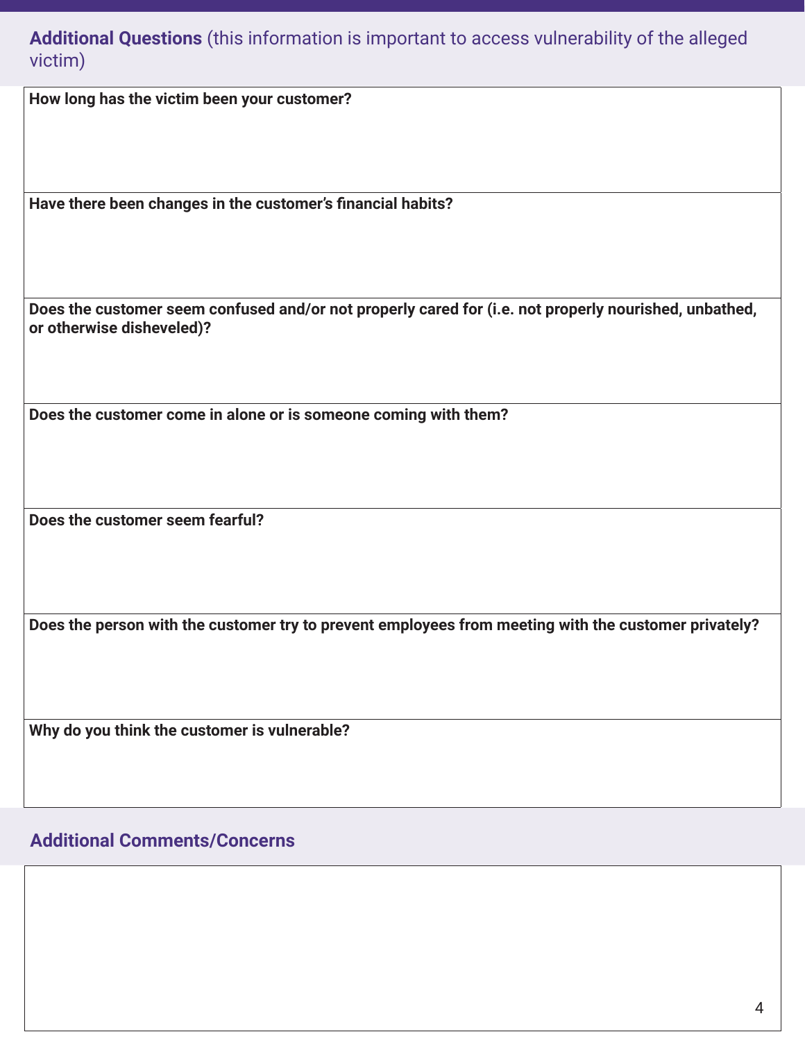## **Additional Questions** (this information is important to access vulnerability of the alleged victim)

| |
|---|
| **How long has the victim been your customer?** |
| **Have there been changes in the customer's financial habits?** |
| **Does the customer seem confused and/or not properly cared for (i.e. not properly nourished, unbathed, or otherwise disheveled)?** |
| **Does the customer come in alone or is someone coming with them?** |
| **Does the customer seem fearful?** |
| **Does the person with the customer try to prevent employees from meeting with the customer privately?** |
| **Why do you think the customer is vulnerable?** |

## Additional Comments/Concerns